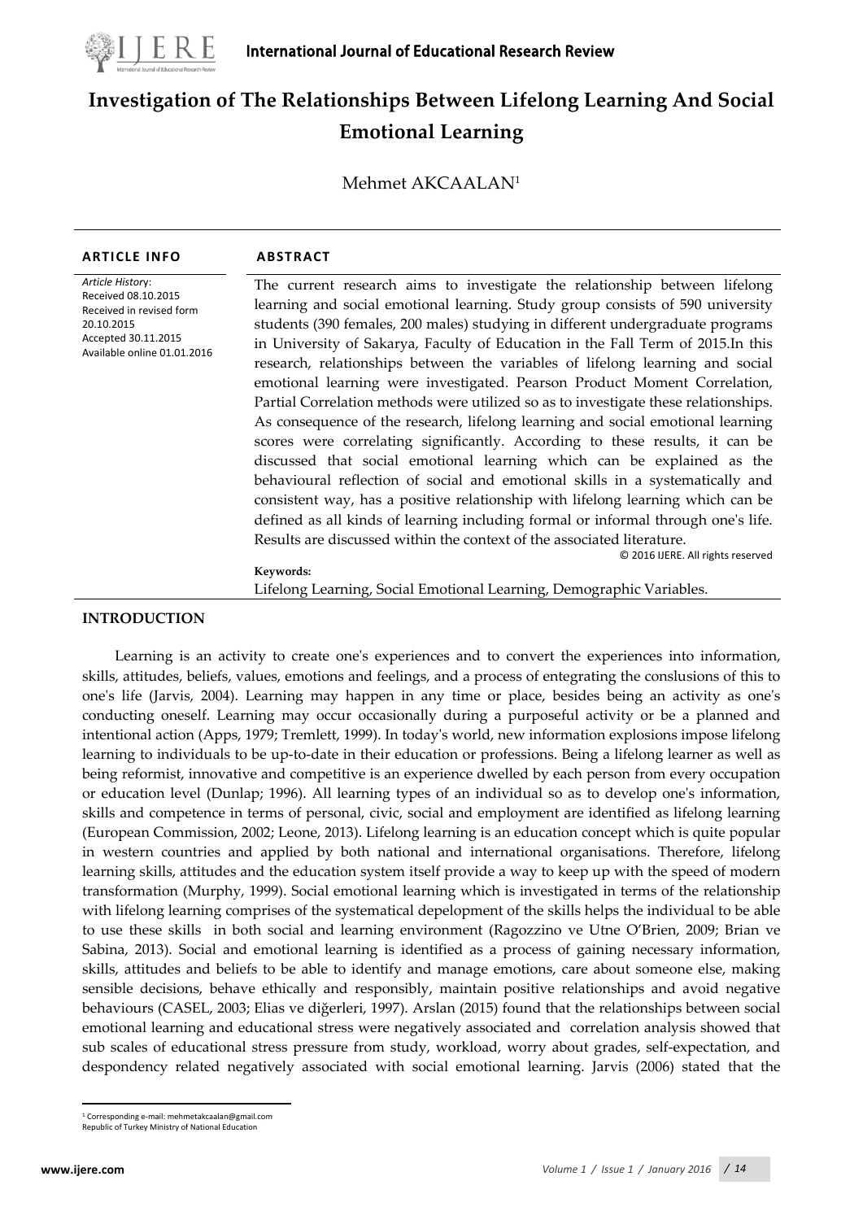# Investigation of The Relationships Between Lifelong Learning And Social Emotional Learning

Mehmet AKCAALAN[1]

**ARTICLE INFO**

*Article History*:
Received 08.10.2015
Received in revised form 20.10.2015
Accepted 30.11.2015
Available online 01.01.2016

**ABSTRACT**

The current research aims to investigate the relationship between lifelong learning and social emotional learning. Study group consists of 590 university students (390 females, 200 males) studying in different undergraduate programs in University of Sakarya, Faculty of Education in the Fall Term of 2015.In this research, relationships between the variables of lifelong learning and social emotional learning were investigated. Pearson Product Moment Correlation, Partial Correlation methods were utilized so as to investigate these relationships. As consequence of the research, lifelong learning and social emotional learning scores were correlating significantly. According to these results, it can be discussed that social emotional learning which can be explained as the behavioural reflection of social and emotional skills in a systematically and consistent way, has a positive relationship with lifelong learning which can be defined as all kinds of learning including formal or informal through one's life. Results are discussed within the context of the associated literature.

© 2016 IJERE. All rights reserved

**Keywords:**
Lifelong Learning, Social Emotional Learning, Demographic Variables.

## INTRODUCTION

Learning is an activity to create one's experiences and to convert the experiences into information, skills, attitudes, beliefs, values, emotions and feelings, and a process of entegrating the conslusions of this to one's life (Jarvis, 2004). Learning may happen in any time or place, besides being an activity as one's conducting oneself. Learning may occur occasionally during a purposeful activity or be a planned and intentional action (Apps, 1979; Tremlett, 1999). In today's world, new information explosions impose lifelong learning to individuals to be up-to-date in their education or professions. Being a lifelong learner as well as being reformist, innovative and competitive is an experience dwelled by each person from every occupation or education level (Dunlap; 1996). All learning types of an individual so as to develop one's information, skills and competence in terms of personal, civic, social and employment are identified as lifelong learning (European Commission, 2002; Leone, 2013). Lifelong learning is an education concept which is quite popular in western countries and applied by both national and international organisations. Therefore, lifelong learning skills, attitudes and the education system itself provide a way to keep up with the speed of modern transformation (Murphy, 1999). Social emotional learning which is investigated in terms of the relationship with lifelong learning comprises of the systematical depelopment of the skills helps the individual to be able to use these skills in both social and learning environment (Ragozzino ve Utne O'Brien, 2009; Brian ve Sabina, 2013). Social and emotional learning is identified as a process of gaining necessary information, skills, attitudes and beliefs to be able to identify and manage emotions, care about someone else, making sensible decisions, behave ethically and responsibly, maintain positive relationships and avoid negative behaviours (CASEL, 2003; Elias ve diğerleri, 1997). Arslan (2015) found that the relationships between social emotional learning and educational stress were negatively associated and correlation analysis showed that sub scales of educational stress pressure from study, workload, worry about grades, self-expectation, and despondency related negatively associated with social emotional learning. Jarvis (2006) stated that the

[1] Corresponding e-mail: mehmetakcaalan@gmail.com
Republic of Turkey Ministry of National Education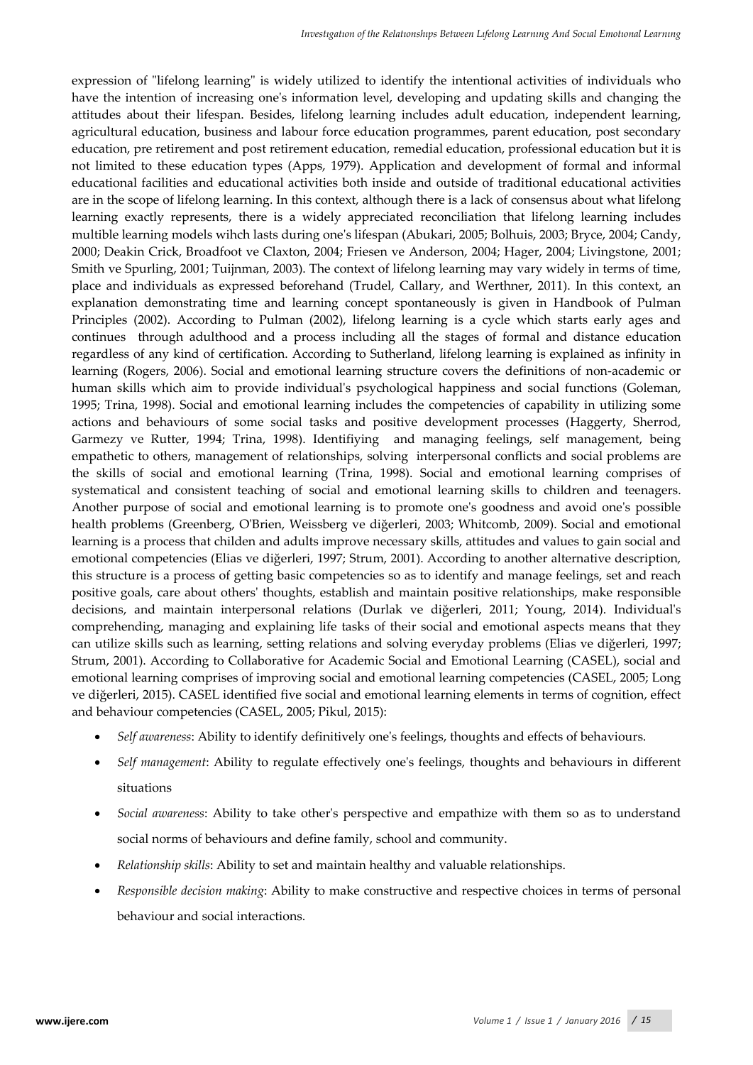expression of "lifelong learning" is widely utilized to identify the intentional activities of individuals who have the intention of increasing one's information level, developing and updating skills and changing the attitudes about their lifespan. Besides, lifelong learning includes adult education, independent learning, agricultural education, business and labour force education programmes, parent education, post secondary education, pre retirement and post retirement education, remedial education, professional education but it is not limited to these education types (Apps, 1979). Application and development of formal and informal educational facilities and educational activities both inside and outside of traditional educational activities are in the scope of lifelong learning. In this context, although there is a lack of consensus about what lifelong learning exactly represents, there is a widely appreciated reconciliation that lifelong learning includes multible learning models wihch lasts during one's lifespan (Abukari, 2005; Bolhuis, 2003; Bryce, 2004; Candy, 2000; Deakin Crick, Broadfoot ve Claxton, 2004; Friesen ve Anderson, 2004; Hager, 2004; Livingstone, 2001; Smith ve Spurling, 2001; Tuijnman, 2003). The context of lifelong learning may vary widely in terms of time, place and individuals as expressed beforehand (Trudel, Callary, and Werthner, 2011). In this context, an explanation demonstrating time and learning concept spontaneously is given in Handbook of Pulman Principles (2002). According to Pulman (2002), lifelong learning is a cycle which starts early ages and continues through adulthood and a process including all the stages of formal and distance education regardless of any kind of certification. According to Sutherland, lifelong learning is explained as infinity in learning (Rogers, 2006). Social and emotional learning structure covers the definitions of non-academic or human skills which aim to provide individual's psychological happiness and social functions (Goleman, 1995; Trina, 1998). Social and emotional learning includes the competencies of capability in utilizing some actions and behaviours of some social tasks and positive development processes (Haggerty, Sherrod, Garmezy ve Rutter, 1994; Trina, 1998). Identifiying and managing feelings, self management, being empathetic to others, management of relationships, solving interpersonal conflicts and social problems are the skills of social and emotional learning (Trina, 1998). Social and emotional learning comprises of systematical and consistent teaching of social and emotional learning skills to children and teenagers. Another purpose of social and emotional learning is to promote one's goodness and avoid one's possible health problems (Greenberg, O'Brien, Weissberg ve diğerleri, 2003; Whitcomb, 2009). Social and emotional learning is a process that childen and adults improve necessary skills, attitudes and values to gain social and emotional competencies (Elias ve diğerleri, 1997; Strum, 2001). According to another alternative description, this structure is a process of getting basic competencies so as to identify and manage feelings, set and reach positive goals, care about others' thoughts, establish and maintain positive relationships, make responsible decisions, and maintain interpersonal relations (Durlak ve diğerleri, 2011; Young, 2014). Individual's comprehending, managing and explaining life tasks of their social and emotional aspects means that they can utilize skills such as learning, setting relations and solving everyday problems (Elias ve diğerleri, 1997; Strum, 2001). According to Collaborative for Academic Social and Emotional Learning (CASEL), social and emotional learning comprises of improving social and emotional learning competencies (CASEL, 2005; Long ve diğerleri, 2015). CASEL identified five social and emotional learning elements in terms of cognition, effect and behaviour competencies (CASEL, 2005; Pikul, 2015):

- *Self awareness*: Ability to identify definitively one's feelings, thoughts and effects of behaviours.
- *Self management*: Ability to regulate effectively one's feelings, thoughts and behaviours in different situations
- *Social awareness*: Ability to take other's perspective and empathize with them so as to understand social norms of behaviours and define family, school and community.
- *Relationship skills*: Ability to set and maintain healthy and valuable relationships.
- *Responsible decision making*: Ability to make constructive and respective choices in terms of personal behaviour and social interactions.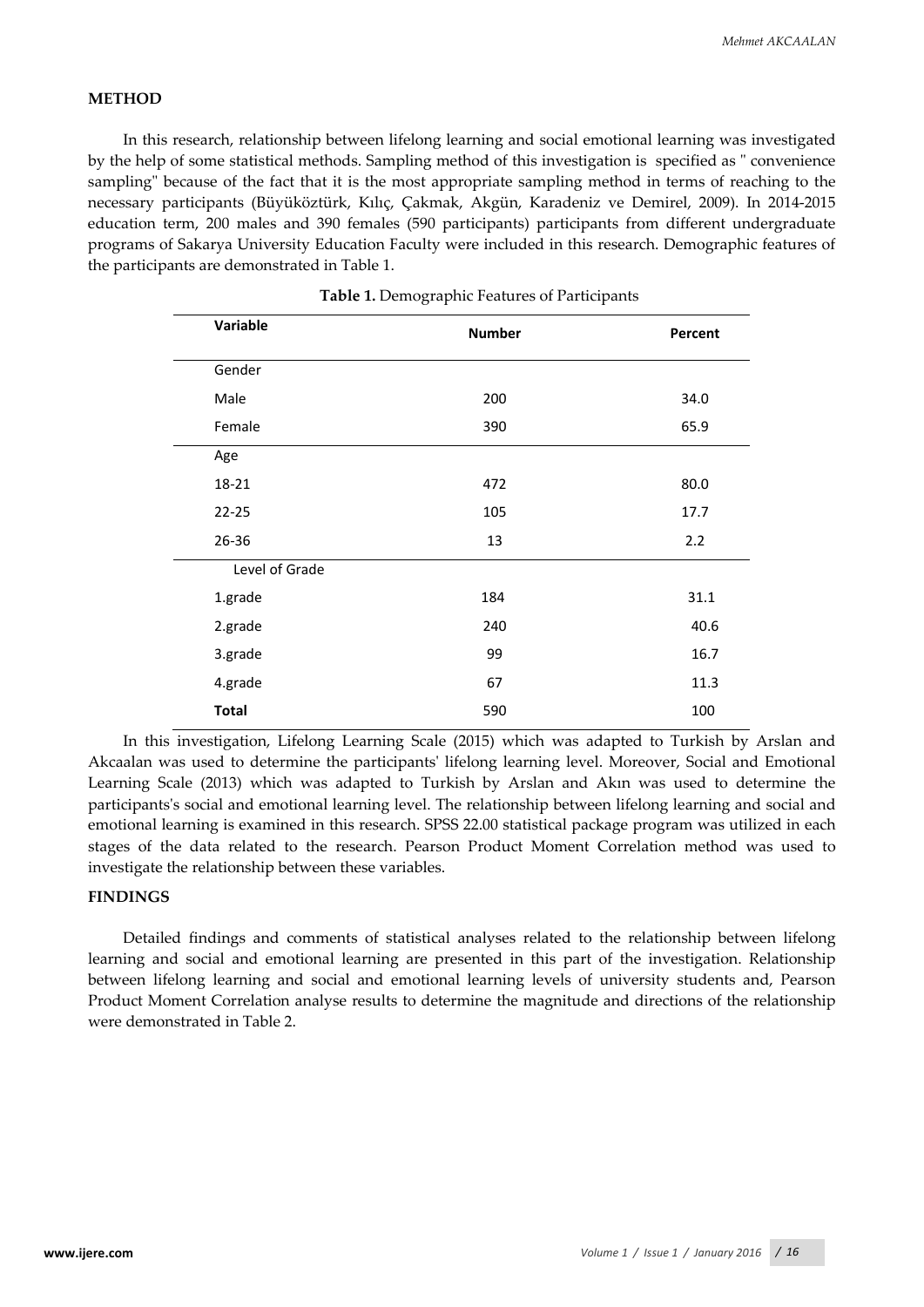## METHOD

In this research, relationship between lifelong learning and social emotional learning was investigated by the help of some statistical methods. Sampling method of this investigation is specified as " convenience sampling" because of the fact that it is the most appropriate sampling method in terms of reaching to the necessary participants (Büyüköztürk, Kılıç, Çakmak, Akgün, Karadeniz ve Demirel, 2009). In 2014-2015 education term, 200 males and 390 females (590 participants) participants from different undergraduate programs of Sakarya University Education Faculty were included in this research. Demographic features of the participants are demonstrated in Table 1.

**Table 1.** Demographic Features of Participants

| Variable | Number | Percent |
|---|---|---|
| Gender | | |
| Male | 200 | 34.0 |
| Female | 390 | 65.9 |
| Age | | |
| 18-21 | 472 | 80.0 |
| 22-25 | 105 | 17.7 |
| 26-36 | 13 | 2.2 |
| Level of Grade | | |
| 1.grade | 184 | 31.1 |
| 2.grade | 240 | 40.6 |
| 3.grade | 99 | 16.7 |
| 4.grade | 67 | 11.3 |
| **Total** | 590 | 100 |

In this investigation, Lifelong Learning Scale (2015) which was adapted to Turkish by Arslan and Akcaalan was used to determine the participants' lifelong learning level. Moreover, Social and Emotional Learning Scale (2013) which was adapted to Turkish by Arslan and Akın was used to determine the participants's social and emotional learning level. The relationship between lifelong learning and social and emotional learning is examined in this research. SPSS 22.00 statistical package program was utilized in each stages of the data related to the research. Pearson Product Moment Correlation method was used to investigate the relationship between these variables.

## FINDINGS

Detailed findings and comments of statistical analyses related to the relationship between lifelong learning and social and emotional learning are presented in this part of the investigation. Relationship between lifelong learning and social and emotional learning levels of university students and, Pearson Product Moment Correlation analyse results to determine the magnitude and directions of the relationship were demonstrated in Table 2.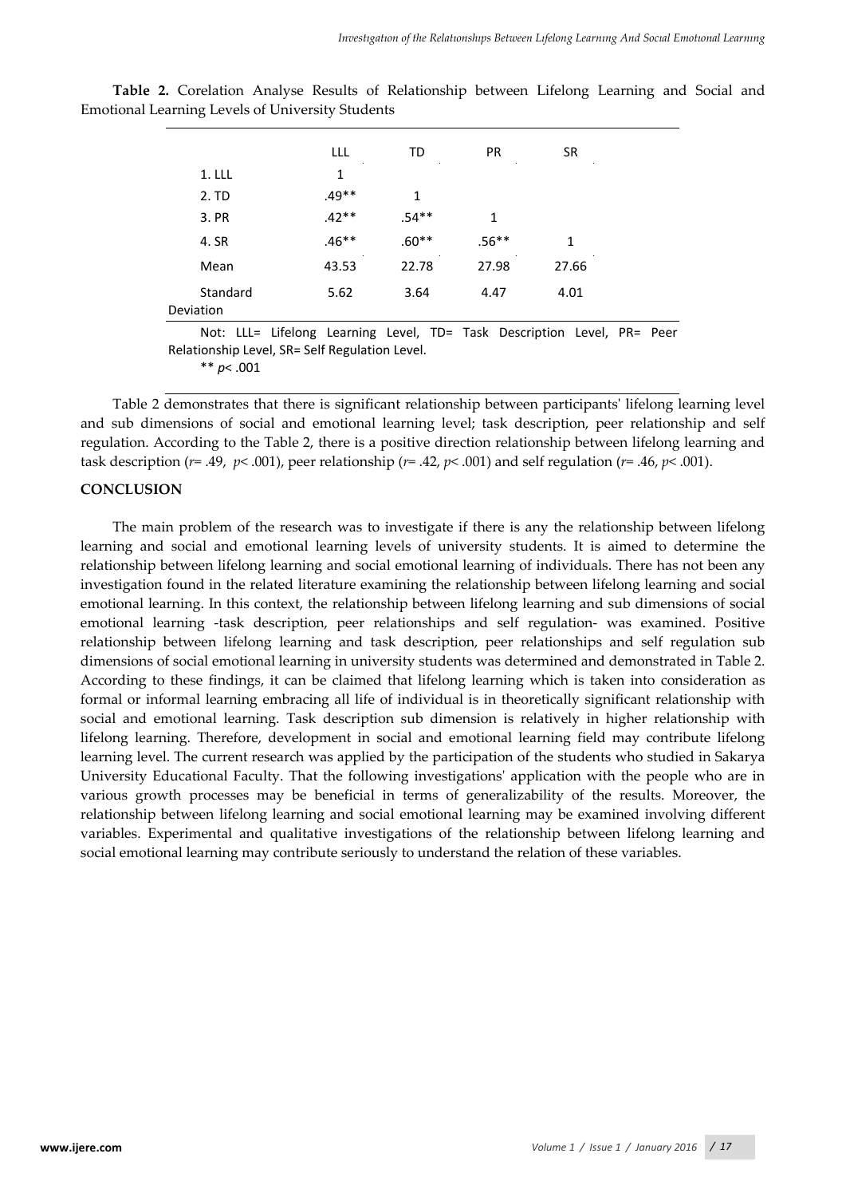**Table 2.** Corelation Analyse Results of Relationship between Lifelong Learning and Social and Emotional Learning Levels of University Students

| | LLL | TD | PR | SR |
|---|---|---|---|---|
| 1. LLL | 1 | | | |
| 2. TD | .49** | 1 | | |
| 3. PR | .42** | .54** | 1 | |
| 4. SR | .46** | .60** | .56** | 1 |
| Mean | 43.53 | 22.78 | 27.98 | 27.66 |
| Standard Deviation | 5.62 | 3.64 | 4.47 | 4.01 |

Not: LLL= Lifelong Learning Level, TD= Task Description Level, PR= Peer Relationship Level, SR= Self Regulation Level.

** $p < .001$

Table 2 demonstrates that there is significant relationship between participants' lifelong learning level and sub dimensions of social and emotional learning level; task description, peer relationship and self regulation. According to the Table 2, there is a positive direction relationship between lifelong learning and task description ($r = .49$, $p < .001$), peer relationship ($r = .42$, $p < .001$) and self regulation ($r = .46$, $p < .001$).

## CONCLUSION

The main problem of the research was to investigate if there is any the relationship between lifelong learning and social and emotional learning levels of university students. It is aimed to determine the relationship between lifelong learning and social emotional learning of individuals. There has not been any investigation found in the related literature examining the relationship between lifelong learning and social emotional learning. In this context, the relationship between lifelong learning and sub dimensions of social emotional learning -task description, peer relationships and self regulation- was examined. Positive relationship between lifelong learning and task description, peer relationships and self regulation sub dimensions of social emotional learning in university students was determined and demonstrated in Table 2. According to these findings, it can be claimed that lifelong learning which is taken into consideration as formal or informal learning embracing all life of individual is in theoretically significant relationship with social and emotional learning. Task description sub dimension is relatively in higher relationship with lifelong learning. Therefore, development in social and emotional learning field may contribute lifelong learning level. The current research was applied by the participation of the students who studied in Sakarya University Educational Faculty. That the following investigations' application with the people who are in various growth processes may be beneficial in terms of generalizability of the results. Moreover, the relationship between lifelong learning and social emotional learning may be examined involving different variables. Experimental and qualitative investigations of the relationship between lifelong learning and social emotional learning may contribute seriously to understand the relation of these variables.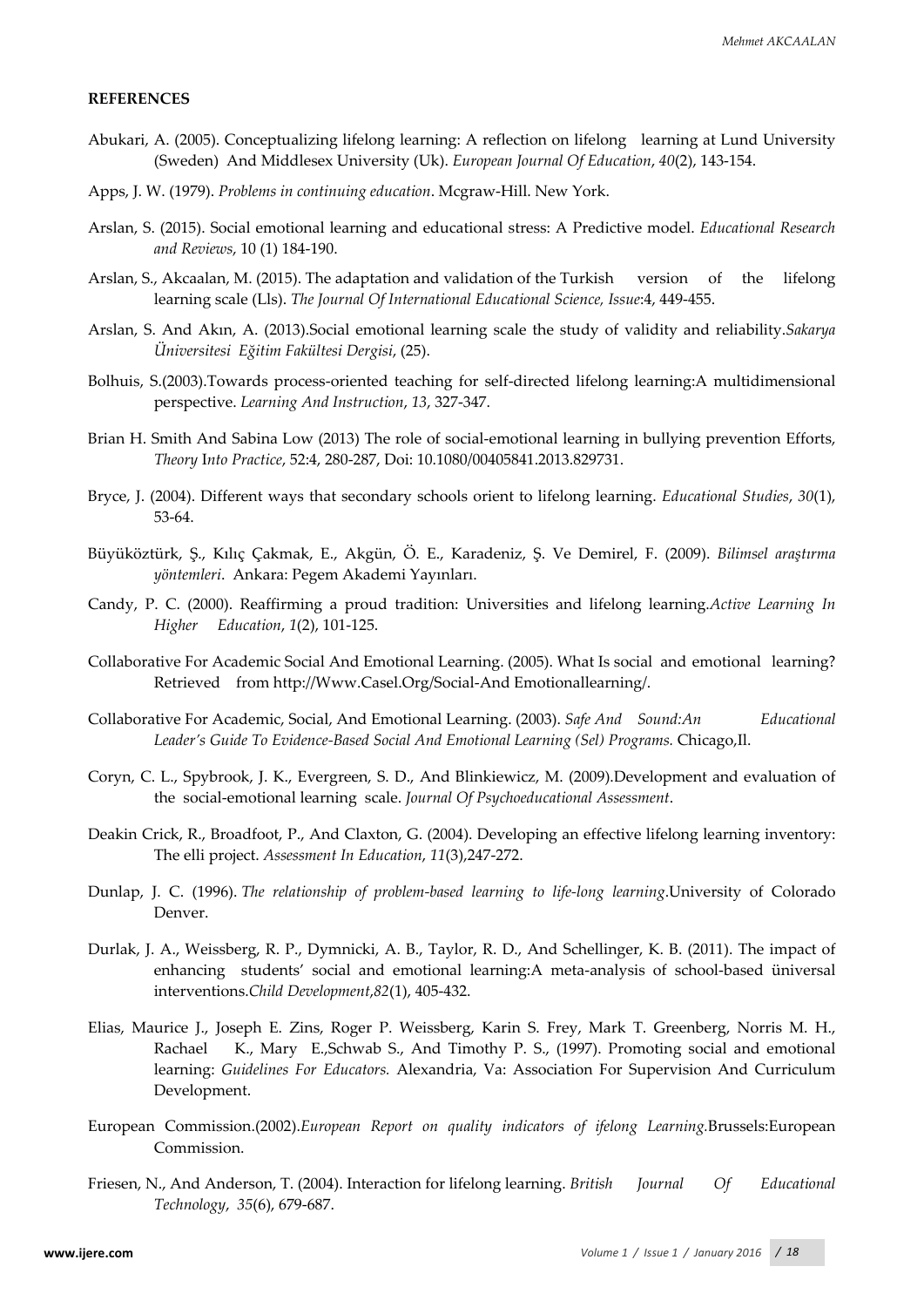**REFERENCES**

Abukari, A. (2005). Conceptualizing lifelong learning: A reflection on lifelong learning at Lund University (Sweden) And Middlesex University (Uk). *European Journal Of Education*, *40*(2), 143-154.

Apps, J. W. (1979). *Problems in continuing education*. Mcgraw-Hill. New York.

Arslan, S. (2015). Social emotional learning and educational stress: A Predictive model. *Educational Research and Reviews*, 10 (1) 184-190.

Arslan, S., Akcaalan, M. (2015). The adaptation and validation of the Turkish version of the lifelong learning scale (Lls). *The Journal Of International Educational Science, Issue*:4, 449-455.

Arslan, S. And Akın, A. (2013).Social emotional learning scale the study of validity and reliability.*Sakarya Üniversitesi Eğitim Fakültesi Dergisi*, (25).

Bolhuis, S.(2003).Towards process-oriented teaching for self-directed lifelong learning:A multidimensional perspective. *Learning And Instruction*, *13*, 327-347.

Brian H. Smith And Sabina Low (2013) The role of social-emotional learning in bullying prevention Efforts, *Theory* I*nto Practice*, 52:4, 280-287, Doi: 10.1080/00405841.2013.829731.

Bryce, J. (2004). Different ways that secondary schools orient to lifelong learning. *Educational Studies*, *30*(1), 53-64.

Büyüköztürk, Ş., Kılıç Çakmak, E., Akgün, Ö. E., Karadeniz, Ş. Ve Demirel, F. (2009). *Bilimsel araştırma yöntemleri*. Ankara: Pegem Akademi Yayınları.

Candy, P. C. (2000). Reaffirming a proud tradition: Universities and lifelong learning.*Active Learning In Higher Education*, *1*(2), 101-125.

Collaborative For Academic Social And Emotional Learning. (2005). What Is social and emotional learning? Retrieved from http://Www.Casel.Org/Social-And Emotionallearning/.

Collaborative For Academic, Social, And Emotional Learning. (2003). *Safe And Sound:An Educational Leader's Guide To Evidence-Based Social And Emotional Learning (Sel) Programs.* Chicago,Il.

Coryn, C. L., Spybrook, J. K., Evergreen, S. D., And Blinkiewicz, M. (2009).Development and evaluation of the social-emotional learning scale. *Journal Of Psychoeducational Assessment*.

Deakin Crick, R., Broadfoot, P., And Claxton, G. (2004). Developing an effective lifelong learning inventory: The elli project. *Assessment In Education*, *11*(3),247-272.

Dunlap, J. C. (1996). *The relationship of problem-based learning to life-long learning*.University of Colorado Denver.

Durlak, J. A., Weissberg, R. P., Dymnicki, A. B., Taylor, R. D., And Schellinger, K. B. (2011). The impact of enhancing students' social and emotional learning:A meta-analysis of school-based üniversal interventions.*Child Development*,*82*(1), 405-432.

Elias, Maurice J., Joseph E. Zins, Roger P. Weissberg, Karin S. Frey, Mark T. Greenberg, Norris M. H., Rachael K., Mary E.,Schwab S., And Timothy P. S., (1997). Promoting social and emotional learning: *Guidelines For Educators.* Alexandria, Va: Association For Supervision And Curriculum Development.

European Commission.(2002).*European Report on quality indicators of ifelong Learning.*Brussels:European Commission.

Friesen, N., And Anderson, T. (2004). Interaction for lifelong learning. *British Journal Of Educational Technology*, *35*(6), 679-687.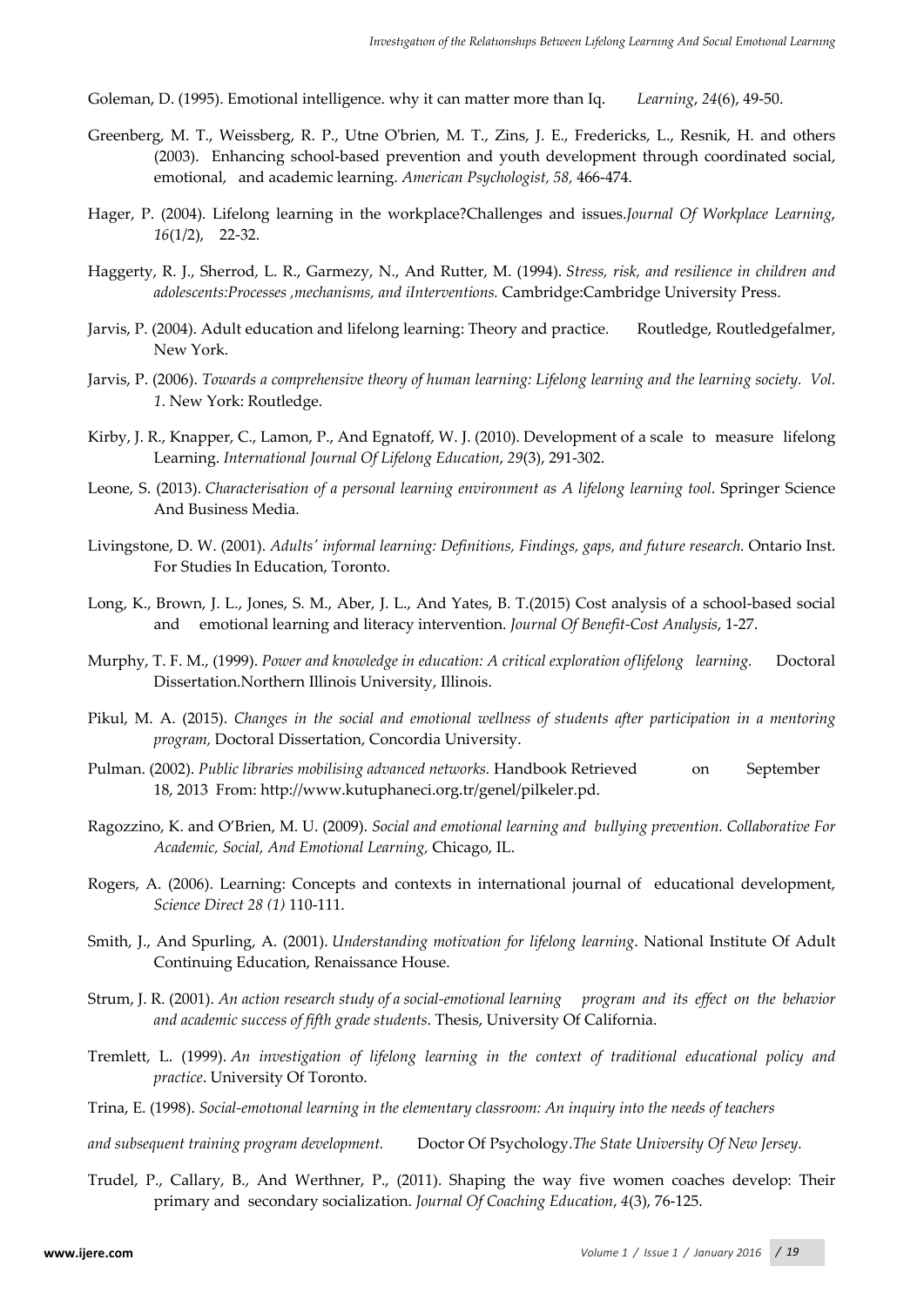Goleman, D. (1995). Emotional intelligence. why it can matter more than Iq. *Learning*, *24*(6), 49-50.

Greenberg, M. T., Weissberg, R. P., Utne O'brien, M. T., Zins, J. E., Fredericks, L., Resnik, H. and others (2003). Enhancing school-based prevention and youth development through coordinated social, emotional, and academic learning. *American Psychologist, 58,* 466-474.

Hager, P. (2004). Lifelong learning in the workplace?Challenges and issues.*Journal Of Workplace Learning*, *16*(1/2), 22-32.

Haggerty, R. J., Sherrod, L. R., Garmezy, N., And Rutter, M. (1994). *Stress, risk, and resilience in children and adolescents:Processes ,mechanisms, and iInterventions.* Cambridge:Cambridge University Press.

Jarvis, P. (2004). Adult education and lifelong learning: Theory and practice. Routledge, Routledgefalmer, New York.

Jarvis, P. (2006). *Towards a comprehensive theory of human learning: Lifelong learning and the learning society. Vol. 1*. New York: Routledge.

Kirby, J. R., Knapper, C., Lamon, P., And Egnatoff, W. J. (2010). Development of a scale to measure lifelong Learning. *International Journal Of Lifelong Education*, *29*(3), 291-302.

Leone, S. (2013). *Characterisation of a personal learning environment as A lifelong learning tool*. Springer Science And Business Media.

Livingstone, D. W. (2001). *Adults' informal learning: Definitions, Findings, gaps, and future research.* Ontario Inst. For Studies In Education, Toronto.

Long, K., Brown, J. L., Jones, S. M., Aber, J. L., And Yates, B. T.(2015) Cost analysis of a school-based social and emotional learning and literacy intervention. *Journal Of Benefit-Cost Analysis*, 1-27.

Murphy, T. F. M., (1999). *Power and knowledge in education: A critical exploration oflifelong learning.* Doctoral Dissertation.Northern Illinois University, Illinois.

Pikul, M. A. (2015). *Changes in the social and emotional wellness of students after participation in a mentoring program,* Doctoral Dissertation, Concordia University.

Pulman. (2002). *Public libraries mobilising advanced networks.* Handbook Retrieved on September 18, 2013 From: http://www.kutuphaneci.org.tr/genel/pilkeler.pd.

Ragozzino, K. and O'Brien, M. U. (2009). *Social and emotional learning and bullying prevention. Collaborative For Academic, Social, And Emotional Learning,* Chicago, IL.

Rogers, A. (2006). Learning: Concepts and contexts in international journal of educational development, *Science Direct 28 (1)* 110-111.

Smith, J., And Spurling, A. (2001). *Understanding motivation for lifelong learning*. National Institute Of Adult Continuing Education, Renaissance House.

Strum, J. R. (2001). *An action research study of a social-emotional learning program and its effect on the behavior and academic success of fifth grade students*. Thesis, University Of California.

Tremlett, L. (1999). *An investigation of lifelong learning in the context of traditional educational policy and practice*. University Of Toronto.

Trina, E. (1998). *Social-emotıonal learning in the elementary classroom: An inquiry into the needs of teachers and subsequent training program development.* Doctor Of Psychology.*The State University Of New Jersey.*

Trudel, P., Callary, B., And Werthner, P., (2011). Shaping the way five women coaches develop: Their primary and secondary socialization. *Journal Of Coaching Education*, *4*(3), 76-125.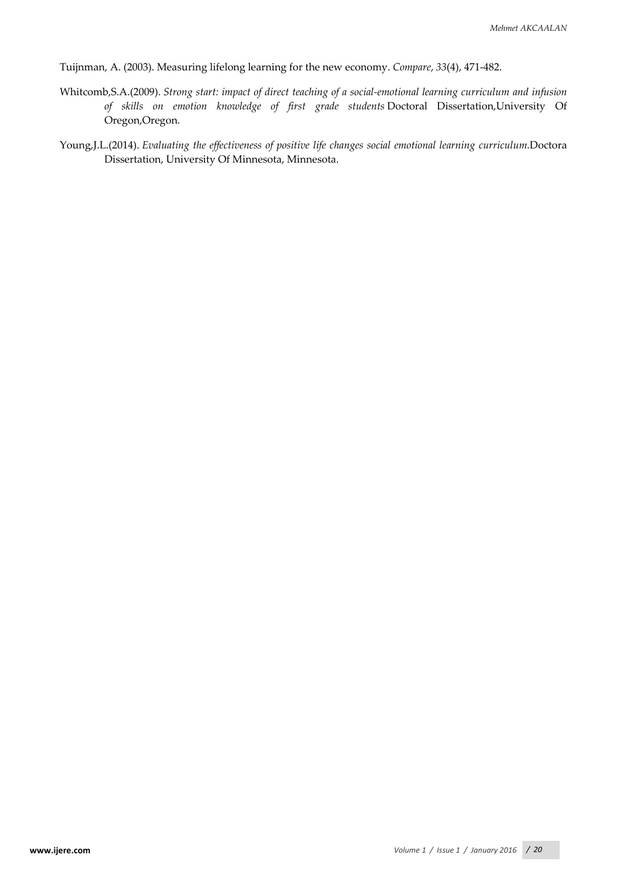Tuijnman, A. (2003). Measuring lifelong learning for the new economy. *Compare*, *33*(4), 471-482.

Whitcomb,S.A.(2009). *Strong start: impact of direct teaching of a social-emotional learning curriculum and infusion of skills on emotion knowledge of first grade students* Doctoral Dissertation,University Of Oregon,Oregon.

Young,J.L.(2014). *Evaluating the effectiveness of positive life changes social emotional learning curriculum.*Doctora Dissertation, University Of Minnesota, Minnesota.